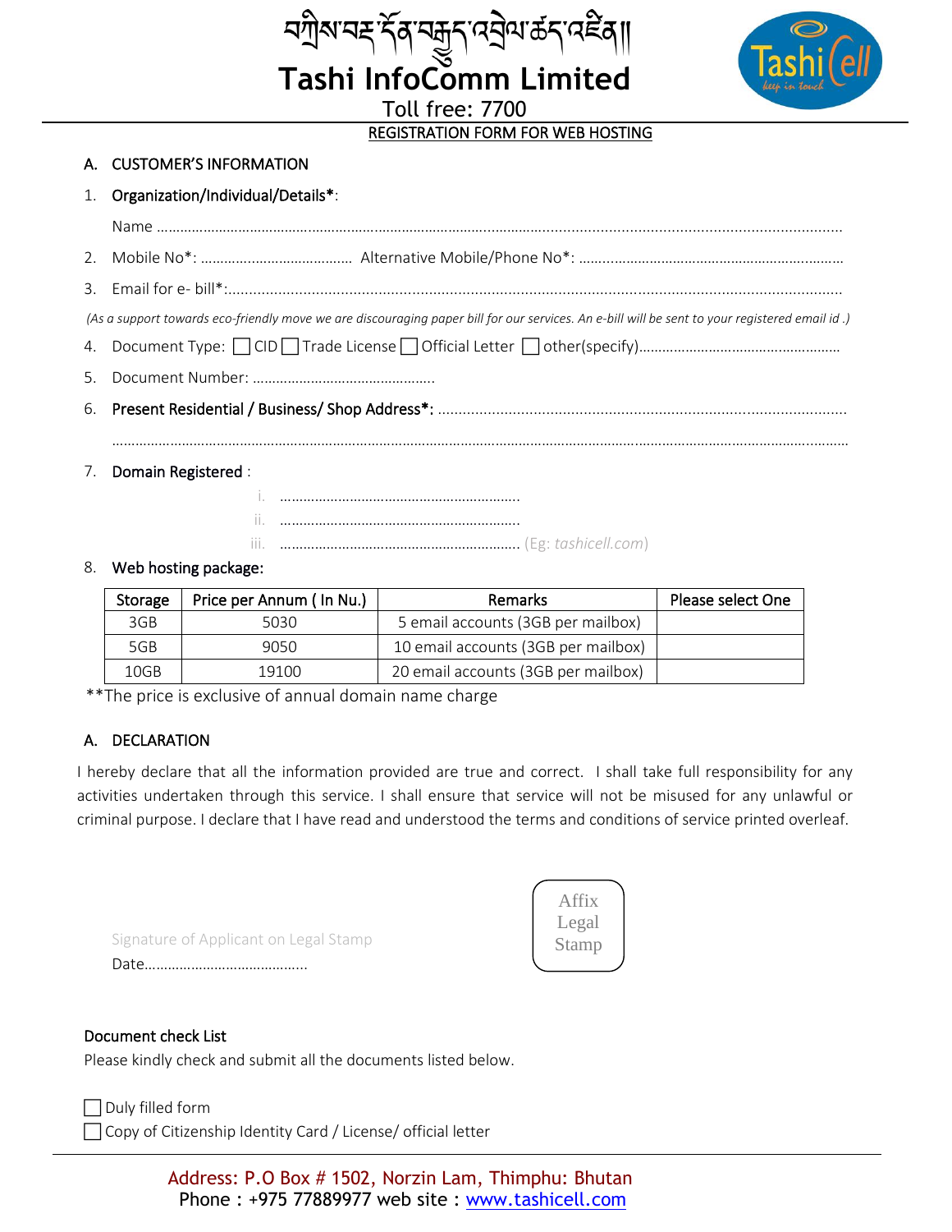# བཀྲིས་བརྗེ་དོན་བརྒྱུད་འབྲེལ་ཚད་འཛིན།།

# Tashi InfoComm Limited

Toll free: 7700

## REGISTRATION FORM FOR WEB HOSTING

### A. CUSTOMER'S INFORMATION

1. **Organization/Individual/Details***:

   Name ……………………………………………………………………………………………………………………………………

2. Mobile No*: ……………………………… Alternative Mobile/Phone No*: ……………………………………………………

3. Email for e- bill*:………………………………………………………………………………………………………………………

*(As a support towards eco-friendly move we are discouraging paper bill for our services. An e-bill will be sent to your registered email id .)*

4. Document Type: ☐ CID ☐ Trade License ☐ Official Letter ☐ other(specify)……………………………………………

5. Document Number: ……………………………………….

6. **Present Residential / Business/ Shop Address***: ……………………………………………………………………………

   ……………………………………………………………………………………………………………………………………………

7. **Domain Registered** :

   i. ……………………………………………………
   
   ii. ……………………………………………………
   
   iii. …………………………………………………… (Eg: *tashicell.com*)

8. **Web hosting package:**

| Storage | Price per Annum ( In Nu.) | Remarks | Please select One |
|---|---|---|---|
| 3GB | 5030 | 5 email accounts (3GB per mailbox) | |
| 5GB | 9050 | 10 email accounts (3GB per mailbox) | |
| 10GB | 19100 | 20 email accounts (3GB per mailbox) | |

**The price is exclusive of annual domain name charge

### A. DECLARATION

I hereby declare that all the information provided are true and correct. I shall take full responsibility for any activities undertaken through this service. I shall ensure that service will not be misused for any unlawful or criminal purpose. I declare that I have read and understood the terms and conditions of service printed overleaf.

Signature of Applicant on Legal Stamp

Date……………………………………

Affix Legal Stamp

### Document check List

Please kindly check and submit all the documents listed below.

☐ Duly filled form

☐ Copy of Citizenship Identity Card / License/ official letter

Address: P.O Box # 1502, Norzin Lam, Thimphu: Bhutan
Phone : +975 77889977 web site : www.tashicell.com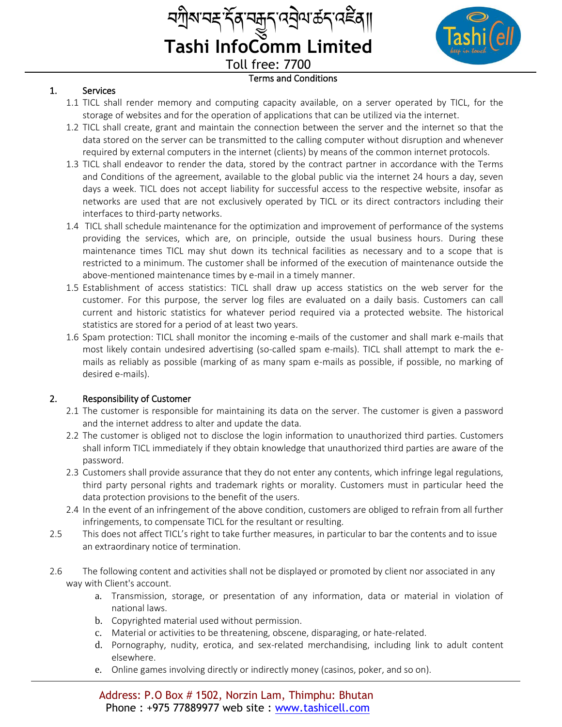## Terms and Conditions

### 1. Services

1.1 TICL shall render memory and computing capacity available, on a server operated by TICL, for the storage of websites and for the operation of applications that can be utilized via the internet.

1.2 TICL shall create, grant and maintain the connection between the server and the internet so that the data stored on the server can be transmitted to the calling computer without disruption and whenever required by external computers in the internet (clients) by means of the common internet protocols.

1.3 TICL shall endeavor to render the data, stored by the contract partner in accordance with the Terms and Conditions of the agreement, available to the global public via the internet 24 hours a day, seven days a week. TICL does not accept liability for successful access to the respective website, insofar as networks are used that are not exclusively operated by TICL or its direct contractors including their interfaces to third-party networks.

1.4 TICL shall schedule maintenance for the optimization and improvement of performance of the systems providing the services, which are, on principle, outside the usual business hours. During these maintenance times TICL may shut down its technical facilities as necessary and to a scope that is restricted to a minimum. The customer shall be informed of the execution of maintenance outside the above-mentioned maintenance times by e-mail in a timely manner.

1.5 Establishment of access statistics: TICL shall draw up access statistics on the web server for the customer. For this purpose, the server log files are evaluated on a daily basis. Customers can call current and historic statistics for whatever period required via a protected website. The historical statistics are stored for a period of at least two years.

1.6 Spam protection: TICL shall monitor the incoming e-mails of the customer and shall mark e-mails that most likely contain undesired advertising (so-called spam e-mails). TICL shall attempt to mark the e-mails as reliably as possible (marking of as many spam e-mails as possible, if possible, no marking of desired e-mails).

### 2. Responsibility of Customer

2.1 The customer is responsible for maintaining its data on the server. The customer is given a password and the internet address to alter and update the data.

2.2 The customer is obliged not to disclose the login information to unauthorized third parties. Customers shall inform TICL immediately if they obtain knowledge that unauthorized third parties are aware of the password.

2.3 Customers shall provide assurance that they do not enter any contents, which infringe legal regulations, third party personal rights and trademark rights or morality. Customers must in particular heed the data protection provisions to the benefit of the users.

2.4 In the event of an infringement of the above condition, customers are obliged to refrain from all further infringements, to compensate TICL for the resultant or resulting.

2.5 This does not affect TICL's right to take further measures, in particular to bar the contents and to issue an extraordinary notice of termination.

2.6 The following content and activities shall not be displayed or promoted by client nor associated in any way with Client's account.

a. Transmission, storage, or presentation of any information, data or material in violation of national laws.
b. Copyrighted material used without permission.
c. Material or activities to be threatening, obscene, disparaging, or hate-related.
d. Pornography, nudity, erotica, and sex-related merchandising, including link to adult content elsewhere.
e. Online games involving directly or indirectly money (casinos, poker, and so on).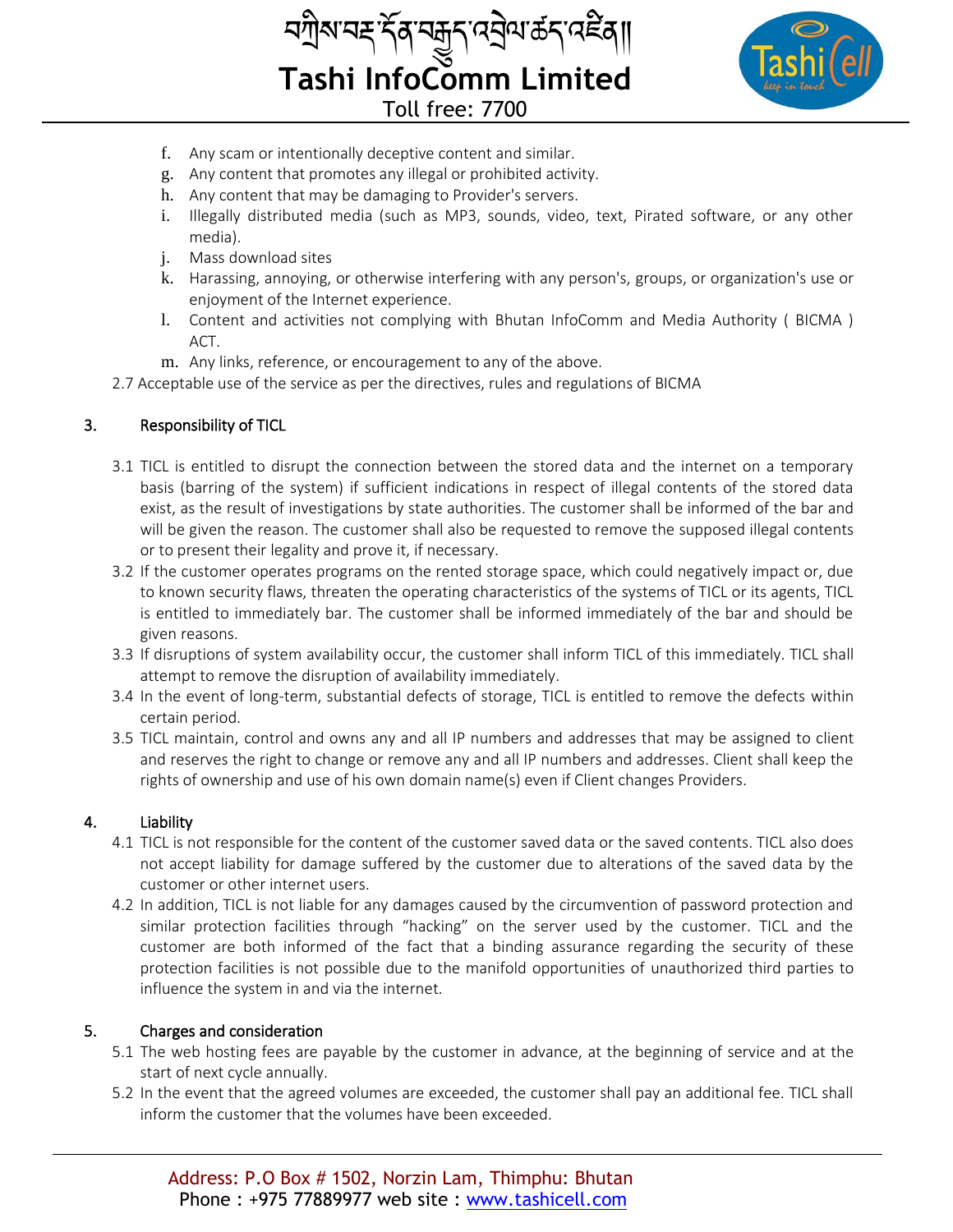f. Any scam or intentionally deceptive content and similar.
g. Any content that promotes any illegal or prohibited activity.
h. Any content that may be damaging to Provider's servers.
i. Illegally distributed media (such as MP3, sounds, video, text, Pirated software, or any other media).
j. Mass download sites
k. Harassing, annoying, or otherwise interfering with any person's, groups, or organization's use or enjoyment of the Internet experience.
l. Content and activities not complying with Bhutan InfoComm and Media Authority ( BICMA ) ACT.
m. Any links, reference, or encouragement to any of the above.

2.7 Acceptable use of the service as per the directives, rules and regulations of BICMA

## 3. Responsibility of TICL

3.1 TICL is entitled to disrupt the connection between the stored data and the internet on a temporary basis (barring of the system) if sufficient indications in respect of illegal contents of the stored data exist, as the result of investigations by state authorities. The customer shall be informed of the bar and will be given the reason. The customer shall also be requested to remove the supposed illegal contents or to present their legality and prove it, if necessary.

3.2 If the customer operates programs on the rented storage space, which could negatively impact or, due to known security flaws, threaten the operating characteristics of the systems of TICL or its agents, TICL is entitled to immediately bar. The customer shall be informed immediately of the bar and should be given reasons.

3.3 If disruptions of system availability occur, the customer shall inform TICL of this immediately. TICL shall attempt to remove the disruption of availability immediately.

3.4 In the event of long-term, substantial defects of storage, TICL is entitled to remove the defects within certain period.

3.5 TICL maintain, control and owns any and all IP numbers and addresses that may be assigned to client and reserves the right to change or remove any and all IP numbers and addresses. Client shall keep the rights of ownership and use of his own domain name(s) even if Client changes Providers.

## 4. Liability

4.1 TICL is not responsible for the content of the customer saved data or the saved contents. TICL also does not accept liability for damage suffered by the customer due to alterations of the saved data by the customer or other internet users.

4.2 In addition, TICL is not liable for any damages caused by the circumvention of password protection and similar protection facilities through "hacking" on the server used by the customer. TICL and the customer are both informed of the fact that a binding assurance regarding the security of these protection facilities is not possible due to the manifold opportunities of unauthorized third parties to influence the system in and via the internet.

## 5. Charges and consideration

5.1 The web hosting fees are payable by the customer in advance, at the beginning of service and at the start of next cycle annually.

5.2 In the event that the agreed volumes are exceeded, the customer shall pay an additional fee. TICL shall inform the customer that the volumes have been exceeded.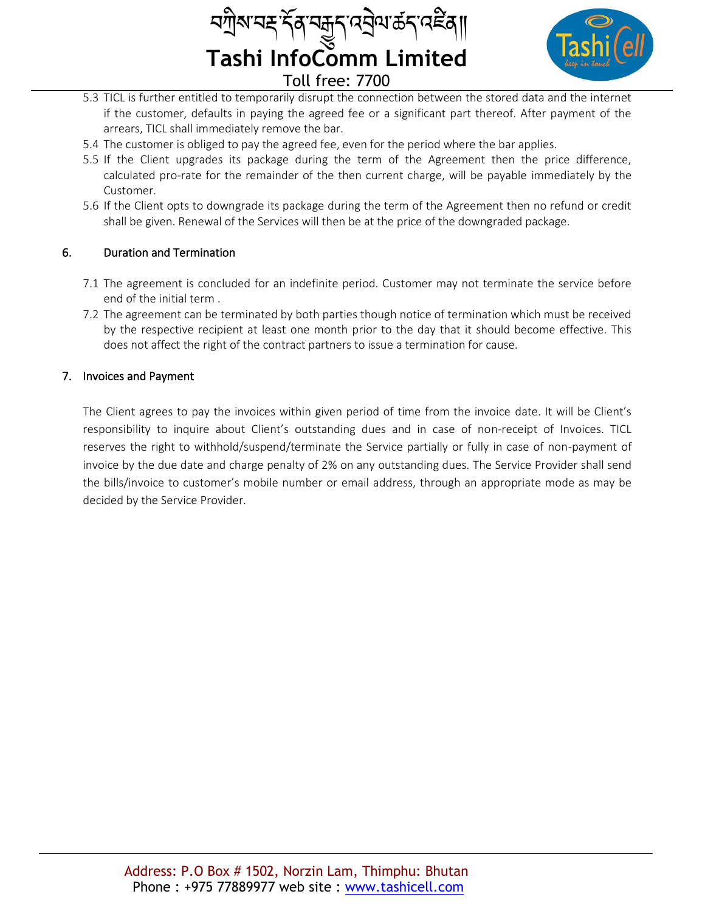5.3 TICL is further entitled to temporarily disrupt the connection between the stored data and the internet if the customer, defaults in paying the agreed fee or a significant part thereof. After payment of the arrears, TICL shall immediately remove the bar.

5.4 The customer is obliged to pay the agreed fee, even for the period where the bar applies.

5.5 If the Client upgrades its package during the term of the Agreement then the price difference, calculated pro-rate for the remainder of the then current charge, will be payable immediately by the Customer.

5.6 If the Client opts to downgrade its package during the term of the Agreement then no refund or credit shall be given. Renewal of the Services will then be at the price of the downgraded package.

## 6. Duration and Termination

7.1 The agreement is concluded for an indefinite period. Customer may not terminate the service before end of the initial term .

7.2 The agreement can be terminated by both parties though notice of termination which must be received by the respective recipient at least one month prior to the day that it should become effective. This does not affect the right of the contract partners to issue a termination for cause.

## 7. Invoices and Payment

The Client agrees to pay the invoices within given period of time from the invoice date. It will be Client's responsibility to inquire about Client's outstanding dues and in case of non-receipt of Invoices. TICL reserves the right to withhold/suspend/terminate the Service partially or fully in case of non-payment of invoice by the due date and charge penalty of 2% on any outstanding dues. The Service Provider shall send the bills/invoice to customer's mobile number or email address, through an appropriate mode as may be decided by the Service Provider.